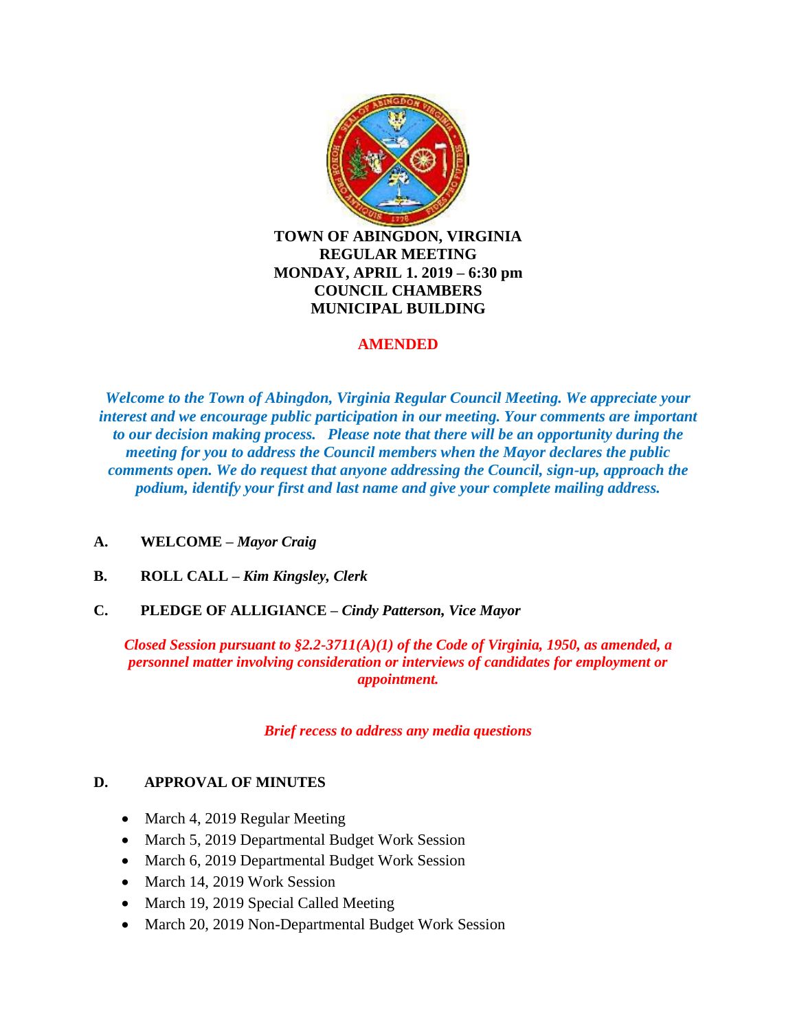**TOWN OF ABINGDON, VIRGINIA**
**REGULAR MEETING**
**MONDAY, APRIL 1. 2019 – 6:30 pm**
**COUNCIL CHAMBERS**
**MUNICIPAL BUILDING**

**AMENDED**

***Welcome to the Town of Abingdon, Virginia Regular Council Meeting. We appreciate your interest and we encourage public participation in our meeting. Your comments are important to our decision making process. Please note that there will be an opportunity during the meeting for you to address the Council members when the Mayor declares the public comments open. We do request that anyone addressing the Council, sign-up, approach the podium, identify your first and last name and give your complete mailing address.***

**A. WELCOME –** ***Mayor Craig***

**B. ROLL CALL –** ***Kim Kingsley, Clerk***

**C. PLEDGE OF ALLIGIANCE –** ***Cindy Patterson, Vice Mayor***

***Closed Session pursuant to §2.2-3711(A)(1) of the Code of Virginia, 1950, as amended, a personnel matter involving consideration or interviews of candidates for employment or appointment.***

***Brief recess to address any media questions***

**D. APPROVAL OF MINUTES**

- March 4, 2019 Regular Meeting
- March 5, 2019 Departmental Budget Work Session
- March 6, 2019 Departmental Budget Work Session
- March 14, 2019 Work Session
- March 19, 2019 Special Called Meeting
- March 20, 2019 Non-Departmental Budget Work Session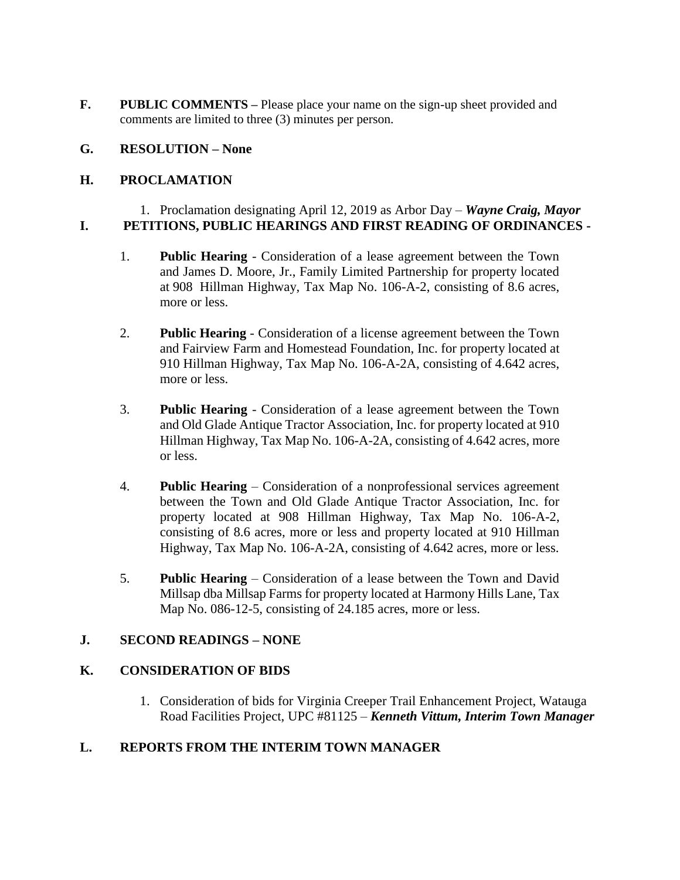**F. PUBLIC COMMENTS –** Please place your name on the sign-up sheet provided and comments are limited to three (3) minutes per person.

**G. RESOLUTION – None**

**H. PROCLAMATION**

1. Proclamation designating April 12, 2019 as Arbor Day – ***Wayne Craig, Mayor***

**I. PETITIONS, PUBLIC HEARINGS AND FIRST READING OF ORDINANCES -**

1. **Public Hearing** - Consideration of a lease agreement between the Town and James D. Moore, Jr., Family Limited Partnership for property located at 908 Hillman Highway, Tax Map No. 106-A-2, consisting of 8.6 acres, more or less.

2. **Public Hearing** - Consideration of a license agreement between the Town and Fairview Farm and Homestead Foundation, Inc. for property located at 910 Hillman Highway, Tax Map No. 106-A-2A, consisting of 4.642 acres, more or less.

3. **Public Hearing** - Consideration of a lease agreement between the Town and Old Glade Antique Tractor Association, Inc. for property located at 910 Hillman Highway, Tax Map No. 106-A-2A, consisting of 4.642 acres, more or less.

4. **Public Hearing** – Consideration of a nonprofessional services agreement between the Town and Old Glade Antique Tractor Association, Inc. for property located at 908 Hillman Highway, Tax Map No. 106-A-2, consisting of 8.6 acres, more or less and property located at 910 Hillman Highway, Tax Map No. 106-A-2A, consisting of 4.642 acres, more or less.

5. **Public Hearing** – Consideration of a lease between the Town and David Millsap dba Millsap Farms for property located at Harmony Hills Lane, Tax Map No. 086-12-5, consisting of 24.185 acres, more or less.

**J. SECOND READINGS – NONE**

**K. CONSIDERATION OF BIDS**

1. Consideration of bids for Virginia Creeper Trail Enhancement Project, Watauga Road Facilities Project, UPC #81125 – ***Kenneth Vittum, Interim Town Manager***

**L. REPORTS FROM THE INTERIM TOWN MANAGER**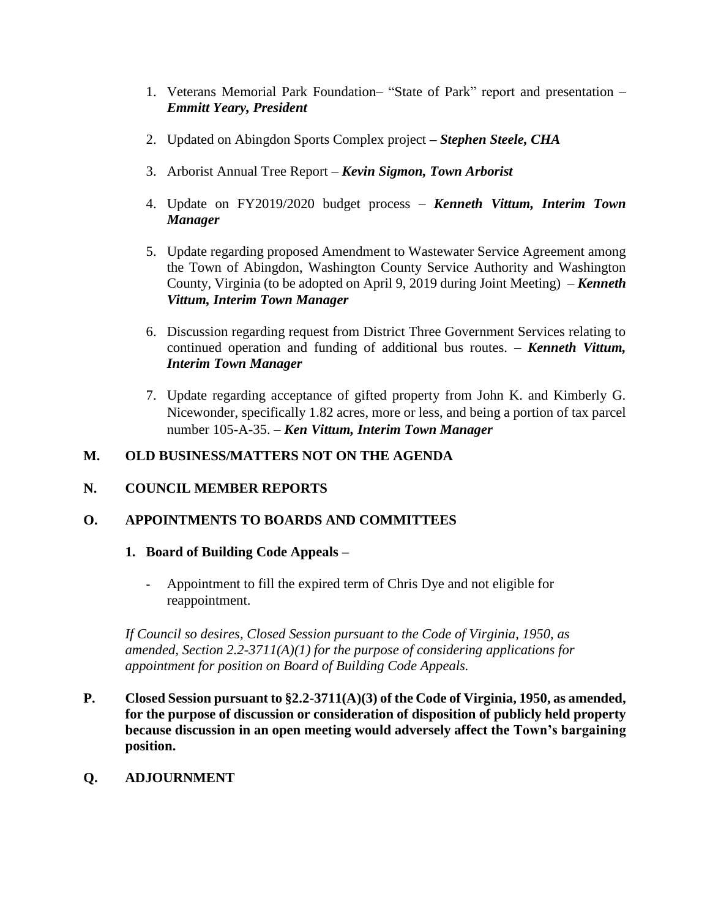1. Veterans Memorial Park Foundation– "State of Park" report and presentation – ***Emmitt Yeary, President***

2. Updated on Abingdon Sports Complex project **–** ***Stephen Steele, CHA***

3. Arborist Annual Tree Report – ***Kevin Sigmon, Town Arborist***

4. Update on FY2019/2020 budget process – ***Kenneth Vittum, Interim Town Manager***

5. Update regarding proposed Amendment to Wastewater Service Agreement among the Town of Abingdon, Washington County Service Authority and Washington County, Virginia (to be adopted on April 9, 2019 during Joint Meeting) – ***Kenneth Vittum, Interim Town Manager***

6. Discussion regarding request from District Three Government Services relating to continued operation and funding of additional bus routes. – ***Kenneth Vittum, Interim Town Manager***

7. Update regarding acceptance of gifted property from John K. and Kimberly G. Nicewonder, specifically 1.82 acres, more or less, and being a portion of tax parcel number 105-A-35. – ***Ken Vittum, Interim Town Manager***

**M. OLD BUSINESS/MATTERS NOT ON THE AGENDA**

**N. COUNCIL MEMBER REPORTS**

**O. APPOINTMENTS TO BOARDS AND COMMITTEES**

**1. Board of Building Code Appeals –**

- Appointment to fill the expired term of Chris Dye and not eligible for reappointment.

*If Council so desires, Closed Session pursuant to the Code of Virginia, 1950, as amended, Section 2.2-3711(A)(1) for the purpose of considering applications for appointment for position on Board of Building Code Appeals.*

**P. Closed Session pursuant to §2.2-3711(A)(3) of the Code of Virginia, 1950, as amended, for the purpose of discussion or consideration of disposition of publicly held property because discussion in an open meeting would adversely affect the Town's bargaining position.**

**Q. ADJOURNMENT**